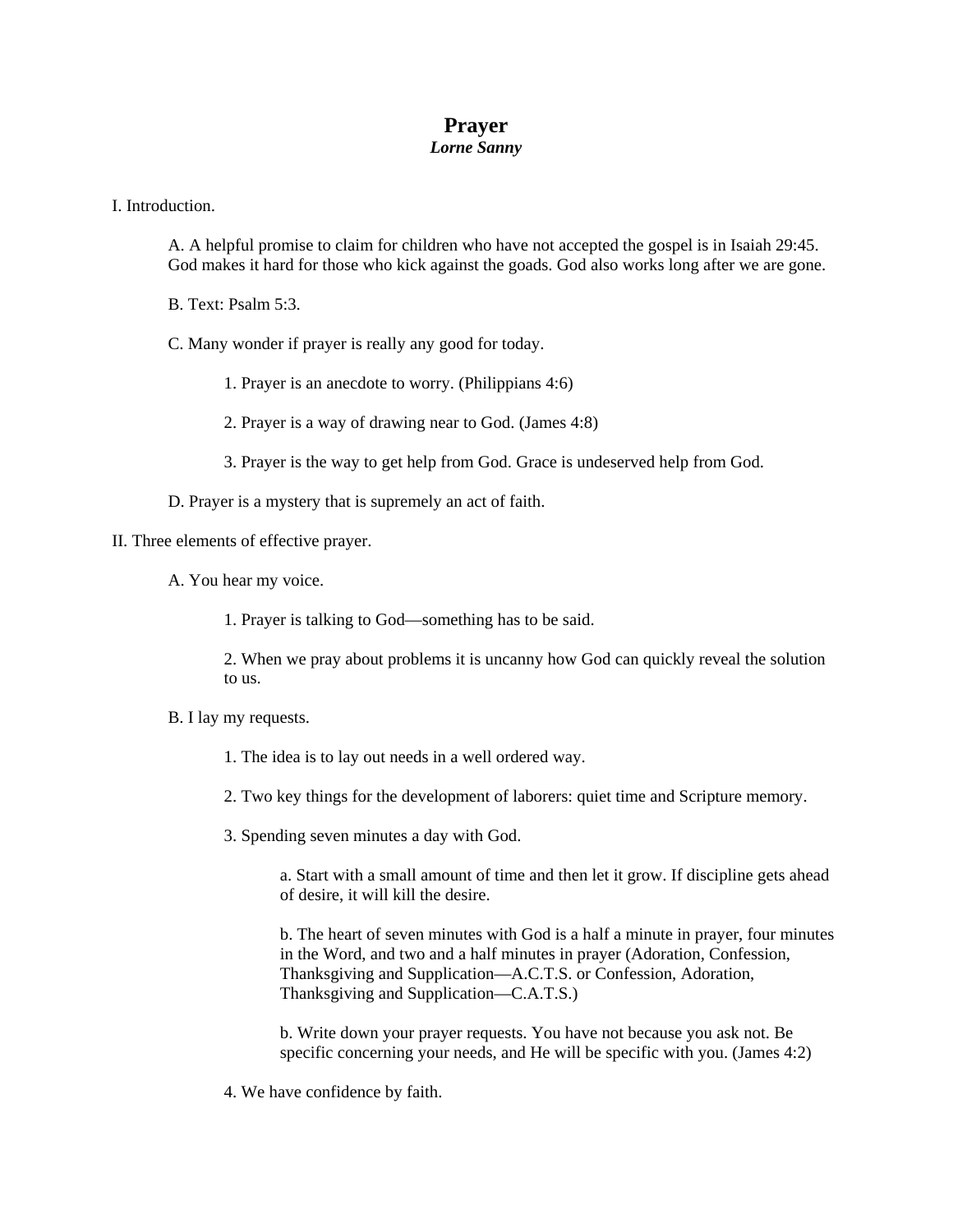# Prayer

***Lorne Sanny***

I. Introduction.

A. A helpful promise to claim for children who have not accepted the gospel is in Isaiah 29:45. God makes it hard for those who kick against the goads. God also works long after we are gone.

B. Text: Psalm 5:3.

C. Many wonder if prayer is really any good for today.

1. Prayer is an anecdote to worry. (Philippians 4:6)

2. Prayer is a way of drawing near to God. (James 4:8)

3. Prayer is the way to get help from God. Grace is undeserved help from God.

D. Prayer is a mystery that is supremely an act of faith.

II. Three elements of effective prayer.

A. You hear my voice.

1. Prayer is talking to God—something has to be said.

2. When we pray about problems it is uncanny how God can quickly reveal the solution to us.

B. I lay my requests.

1. The idea is to lay out needs in a well ordered way.

2. Two key things for the development of laborers: quiet time and Scripture memory.

3. Spending seven minutes a day with God.

a. Start with a small amount of time and then let it grow. If discipline gets ahead of desire, it will kill the desire.

b. The heart of seven minutes with God is a half a minute in prayer, four minutes in the Word, and two and a half minutes in prayer (Adoration, Confession, Thanksgiving and Supplication—A.C.T.S. or Confession, Adoration, Thanksgiving and Supplication—C.A.T.S.)

b. Write down your prayer requests. You have not because you ask not. Be specific concerning your needs, and He will be specific with you. (James 4:2)

4. We have confidence by faith.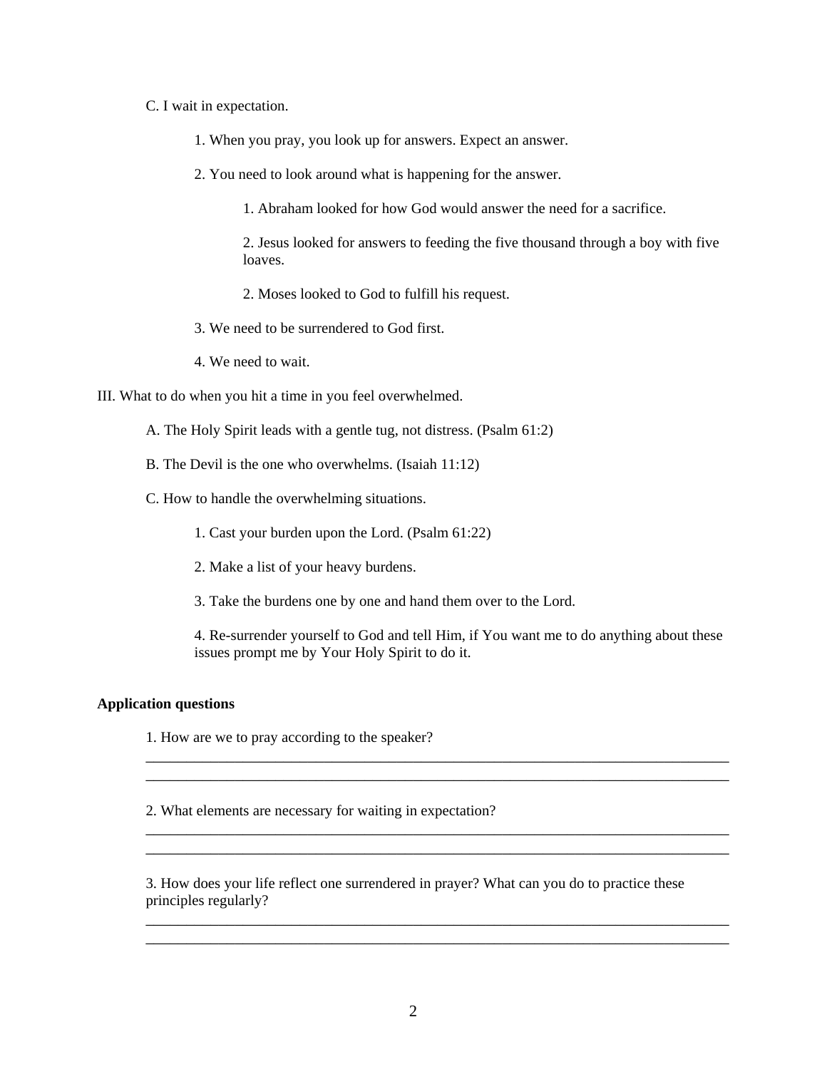C. I wait in expectation.

1. When you pray, you look up for answers. Expect an answer.

2. You need to look around what is happening for the answer.

    1. Abraham looked for how God would answer the need for a sacrifice.

    2. Jesus looked for answers to feeding the five thousand through a boy with five loaves.

    2. Moses looked to God to fulfill his request.

3. We need to be surrendered to God first.

4. We need to wait.

III. What to do when you hit a time in you feel overwhelmed.

A. The Holy Spirit leads with a gentle tug, not distress. (Psalm 61:2)

B. The Devil is the one who overwhelms. (Isaiah 11:12)

C. How to handle the overwhelming situations.

1. Cast your burden upon the Lord. (Psalm 61:22)

2. Make a list of your heavy burdens.

3. Take the burdens one by one and hand them over to the Lord.

4. Re-surrender yourself to God and tell Him, if You want me to do anything about these issues prompt me by Your Holy Spirit to do it.

**Application questions**

1. How are we to pray according to the speaker?

_______________________________________________________________________________
_______________________________________________________________________________

2. What elements are necessary for waiting in expectation?

_______________________________________________________________________________
_______________________________________________________________________________

3. How does your life reflect one surrendered in prayer? What can you do to practice these principles regularly?

_______________________________________________________________________________
_______________________________________________________________________________